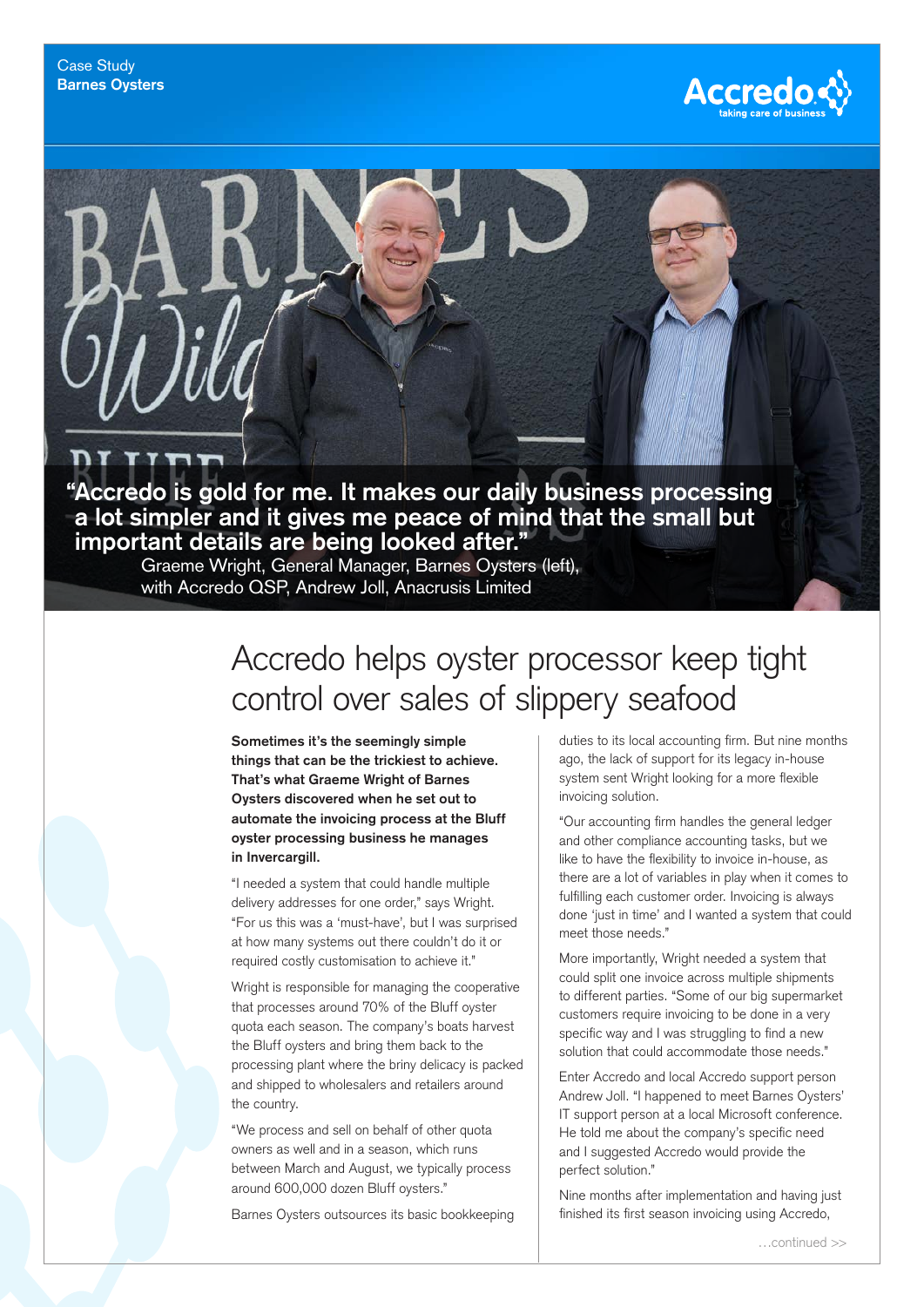Case Study
**Barnes Oysters**

**"Accredo is gold for me. It makes our daily business processing a lot simpler and it gives me peace of mind that the small but important details are being looked after."**

Graeme Wright, General Manager, Barnes Oysters (left), with Accredo QSP, Andrew Joll, Anacrusis Limited

# Accredo helps oyster processor keep tight control over sales of slippery seafood

**Sometimes it's the seemingly simple things that can be the trickiest to achieve. That's what Graeme Wright of Barnes Oysters discovered when he set out to automate the invoicing process at the Bluff oyster processing business he manages in Invercargill.**

"I needed a system that could handle multiple delivery addresses for one order," says Wright. "For us this was a 'must-have', but I was surprised at how many systems out there couldn't do it or required costly customisation to achieve it."

Wright is responsible for managing the cooperative that processes around 70% of the Bluff oyster quota each season. The company's boats harvest the Bluff oysters and bring them back to the processing plant where the briny delicacy is packed and shipped to wholesalers and retailers around the country.

"We process and sell on behalf of other quota owners as well and in a season, which runs between March and August, we typically process around 600,000 dozen Bluff oysters."

Barnes Oysters outsources its basic bookkeeping duties to its local accounting firm. But nine months ago, the lack of support for its legacy in-house system sent Wright looking for a more flexible invoicing solution.

"Our accounting firm handles the general ledger and other compliance accounting tasks, but we like to have the flexibility to invoice in-house, as there are a lot of variables in play when it comes to fulfilling each customer order. Invoicing is always done 'just in time' and I wanted a system that could meet those needs."

More importantly, Wright needed a system that could split one invoice across multiple shipments to different parties. "Some of our big supermarket customers require invoicing to be done in a very specific way and I was struggling to find a new solution that could accommodate those needs."

Enter Accredo and local Accredo support person Andrew Joll. "I happened to meet Barnes Oysters' IT support person at a local Microsoft conference. He told me about the company's specific need and I suggested Accredo would provide the perfect solution."

Nine months after implementation and having just finished its first season invoicing using Accredo,

…continued >>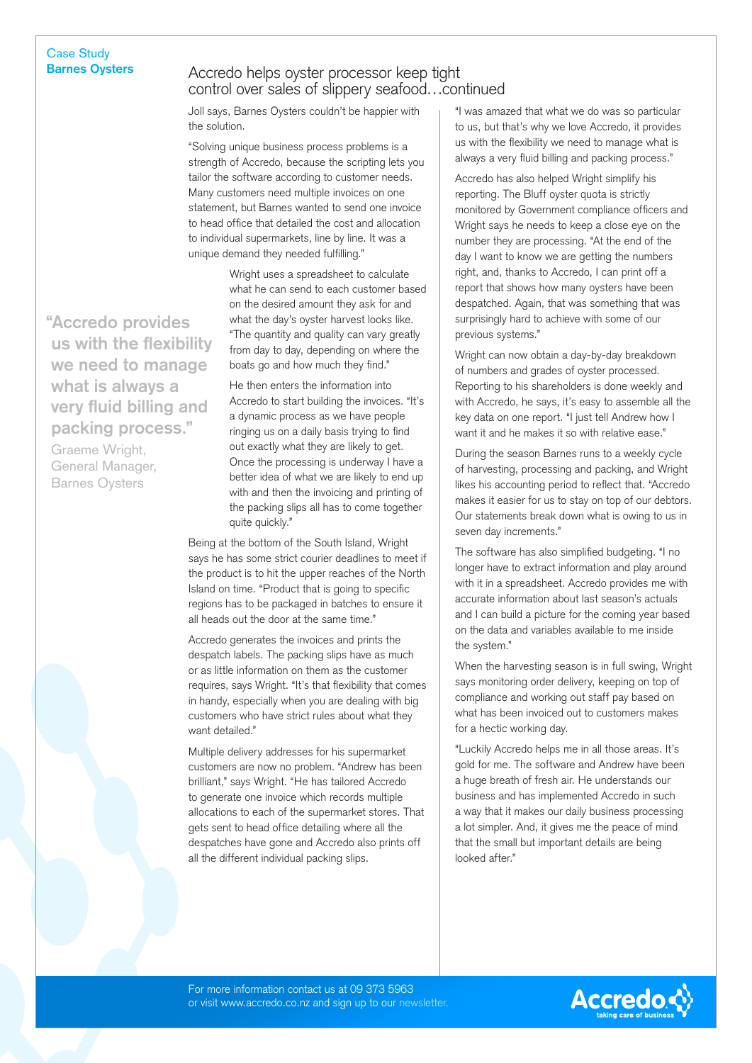Case Study
**Barnes Oysters**

# Accredo helps oyster processor keep tight control over sales of slippery seafood…continued

Joll says, Barnes Oysters couldn't be happier with the solution.

"Solving unique business process problems is a strength of Accredo, because the scripting lets you tailor the software according to customer needs. Many customers need multiple invoices on one statement, but Barnes wanted to send one invoice to head office that detailed the cost and allocation to individual supermarkets, line by line. It was a unique demand they needed fulfilling."

> "Accredo provides us with the flexibility we need to manage what is always a very fluid billing and packing process."
>
> Graeme Wright, General Manager, Barnes Oysters

Wright uses a spreadsheet to calculate what he can send to each customer based on the desired amount they ask for and what the day's oyster harvest looks like. "The quantity and quality can vary greatly from day to day, depending on where the boats go and how much they find."

He then enters the information into Accredo to start building the invoices. "It's a dynamic process as we have people ringing us on a daily basis trying to find out exactly what they are likely to get. Once the processing is underway I have a better idea of what we are likely to end up with and then the invoicing and printing of the packing slips all has to come together quite quickly."

Being at the bottom of the South Island, Wright says he has some strict courier deadlines to meet if the product is to hit the upper reaches of the North Island on time. "Product that is going to specific regions has to be packaged in batches to ensure it all heads out the door at the same time."

Accredo generates the invoices and prints the despatch labels. The packing slips have as much or as little information on them as the customer requires, says Wright. "It's that flexibility that comes in handy, especially when you are dealing with big customers who have strict rules about what they want detailed."

Multiple delivery addresses for his supermarket customers are now no problem. "Andrew has been brilliant," says Wright. "He has tailored Accredo to generate one invoice which records multiple allocations to each of the supermarket stores. That gets sent to head office detailing where all the despatches have gone and Accredo also prints off all the different individual packing slips.

"I was amazed that what we do was so particular to us, but that's why we love Accredo, it provides us with the flexibility we need to manage what is always a very fluid billing and packing process."

Accredo has also helped Wright simplify his reporting. The Bluff oyster quota is strictly monitored by Government compliance officers and Wright says he needs to keep a close eye on the number they are processing. "At the end of the day I want to know we are getting the numbers right, and, thanks to Accredo, I can print off a report that shows how many oysters have been despatched. Again, that was something that was surprisingly hard to achieve with some of our previous systems."

Wright can now obtain a day-by-day breakdown of numbers and grades of oyster processed. Reporting to his shareholders is done weekly and with Accredo, he says, it's easy to assemble all the key data on one report. "I just tell Andrew how I want it and he makes it so with relative ease."

During the season Barnes runs to a weekly cycle of harvesting, processing and packing, and Wright likes his accounting period to reflect that. "Accredo makes it easier for us to stay on top of our debtors. Our statements break down what is owing to us in seven day increments."

The software has also simplified budgeting. "I no longer have to extract information and play around with it in a spreadsheet. Accredo provides me with accurate information about last season's actuals and I can build a picture for the coming year based on the data and variables available to me inside the system."

When the harvesting season is in full swing, Wright says monitoring order delivery, keeping on top of compliance and working out staff pay based on what has been invoiced out to customers makes for a hectic working day.

"Luckily Accredo helps me in all those areas. It's gold for me. The software and Andrew have been a huge breath of fresh air. He understands our business and has implemented Accredo in such a way that it makes our daily business processing a lot simpler. And, it gives me the peace of mind that the small but important details are being looked after."

For more information contact us at 09 373 5963
or visit www.accredo.co.nz and sign up to our newsletter.

Accredo
taking care of business